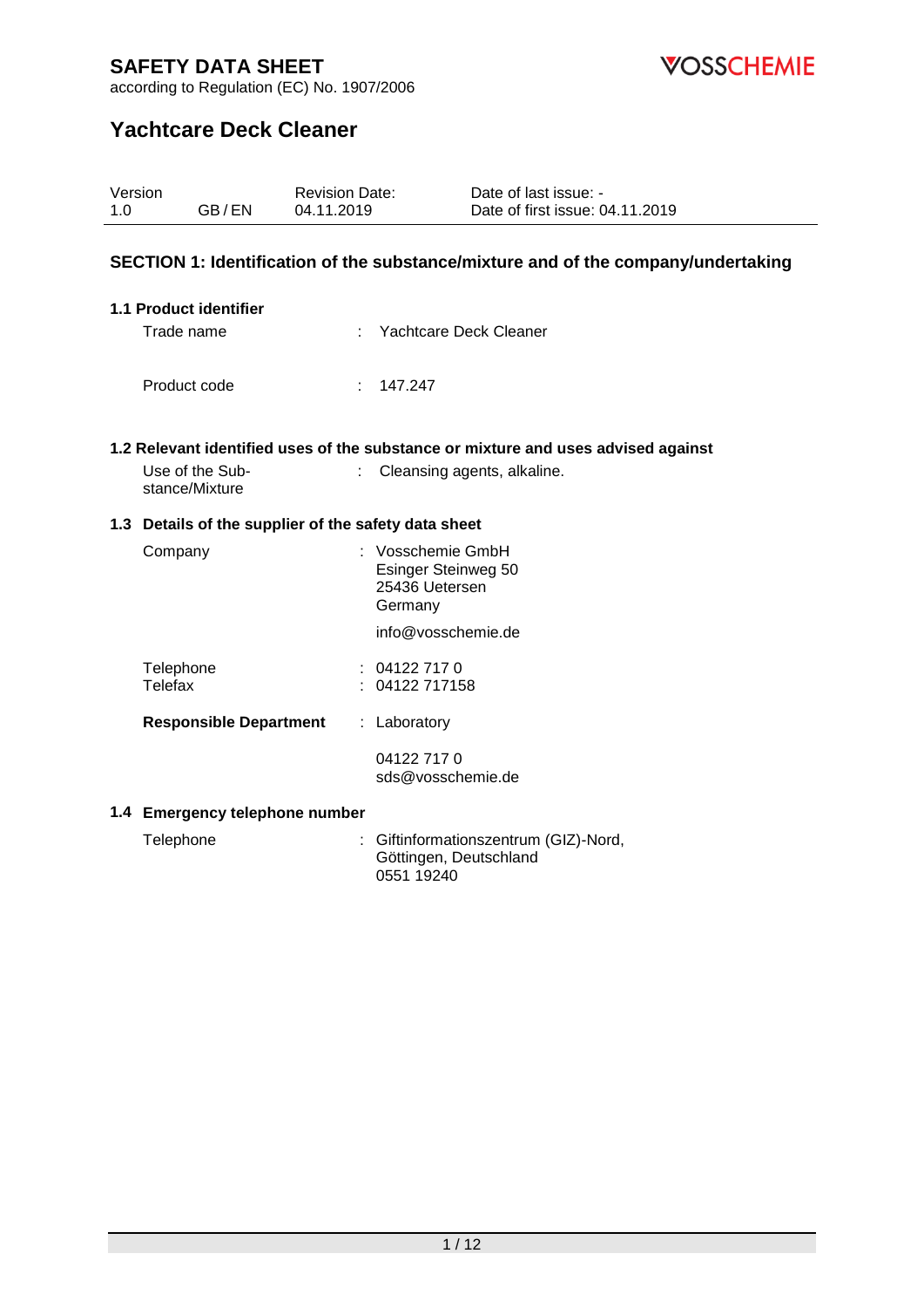# SAFETY DATA SHEET

according to Regulation (EC) No. 1907/2006

# Yachtcare Deck Cleaner

| Version | | Revision Date: | Date of last issue: - |
|---|---|---|---|
| 1.0 | GB / EN | 04.11.2019 | Date of first issue: 04.11.2019 |

## SECTION 1: Identification of the substance/mixture and of the company/undertaking

### 1.1 Product identifier

Trade name : Yachtcare Deck Cleaner

Product code : 147.247

### 1.2 Relevant identified uses of the substance or mixture and uses advised against

Use of the Substance/Mixture : Cleansing agents, alkaline.

### 1.3 Details of the supplier of the safety data sheet

Company : Vosschemie GmbH
Esinger Steinweg 50
25436 Uetersen
Germany

info@vosschemie.de

Telephone : 04122 717 0
Telefax : 04122 717158

**Responsible Department** : Laboratory

04122 717 0
sds@vosschemie.de

### 1.4 Emergency telephone number

Telephone : Giftinformationszentrum (GIZ)-Nord, Göttingen, Deutschland
0551 19240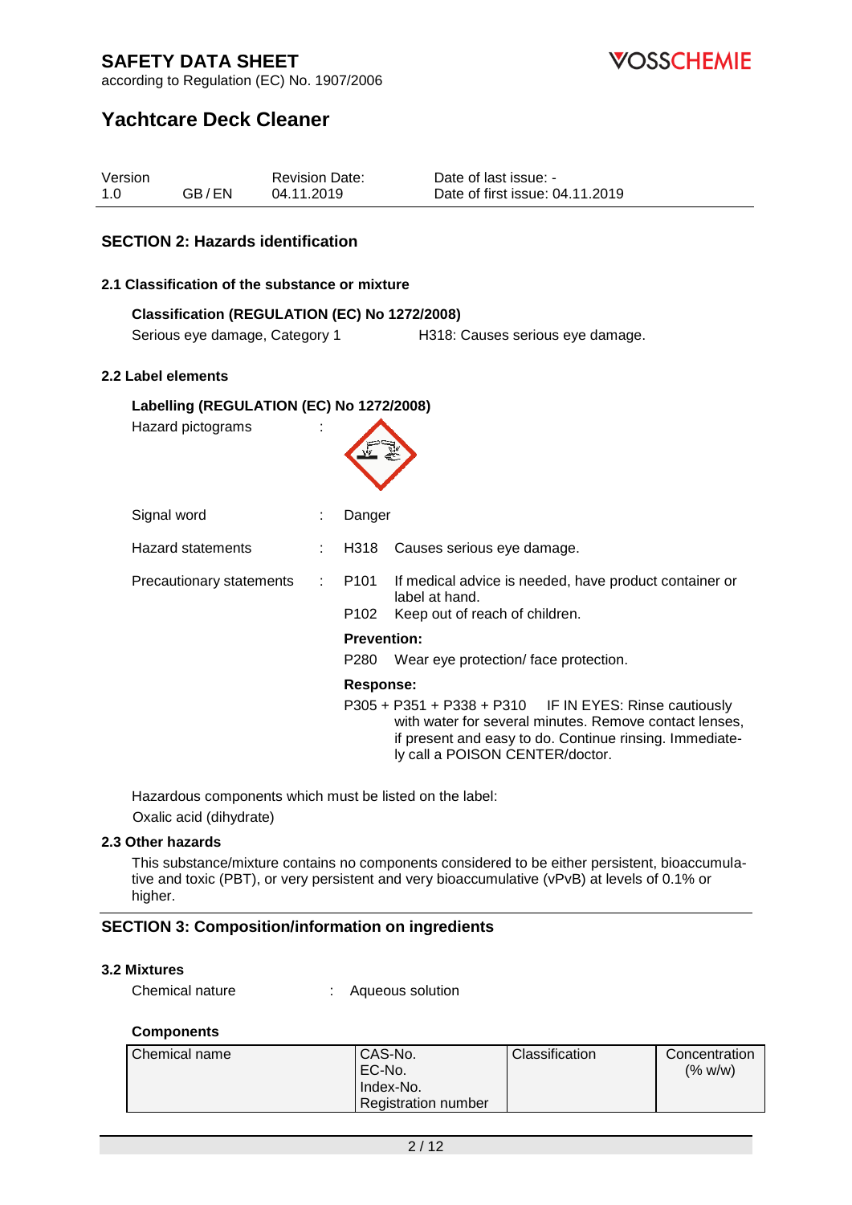## SECTION 2: Hazards identification

### 2.1 Classification of the substance or mixture

**Classification (REGULATION (EC) No 1272/2008)**

Serious eye damage, Category 1 — H318: Causes serious eye damage.

### 2.2 Label elements

**Labelling (REGULATION (EC) No 1272/2008)**

Hazard pictograms :

Signal word : Danger

Hazard statements : H318 Causes serious eye damage.

Precautionary statements : 
- P101 If medical advice is needed, have product container or label at hand.
- P102 Keep out of reach of children.

**Prevention:**

- P280 Wear eye protection/ face protection.

**Response:**

- P305 + P351 + P338 + P310 IF IN EYES: Rinse cautiously with water for several minutes. Remove contact lenses, if present and easy to do. Continue rinsing. Immediately call a POISON CENTER/doctor.

Hazardous components which must be listed on the label:
Oxalic acid (dihydrate)

### 2.3 Other hazards

This substance/mixture contains no components considered to be either persistent, bioaccumulative and toxic (PBT), or very persistent and very bioaccumulative (vPvB) at levels of 0.1% or higher.

## SECTION 3: Composition/information on ingredients

### 3.2 Mixtures

Chemical nature : Aqueous solution

**Components**

| Chemical name | CAS-No.<br>EC-No.<br>Index-No.<br>Registration number | Classification | Concentration (% w/w) |
|---|---|---|---|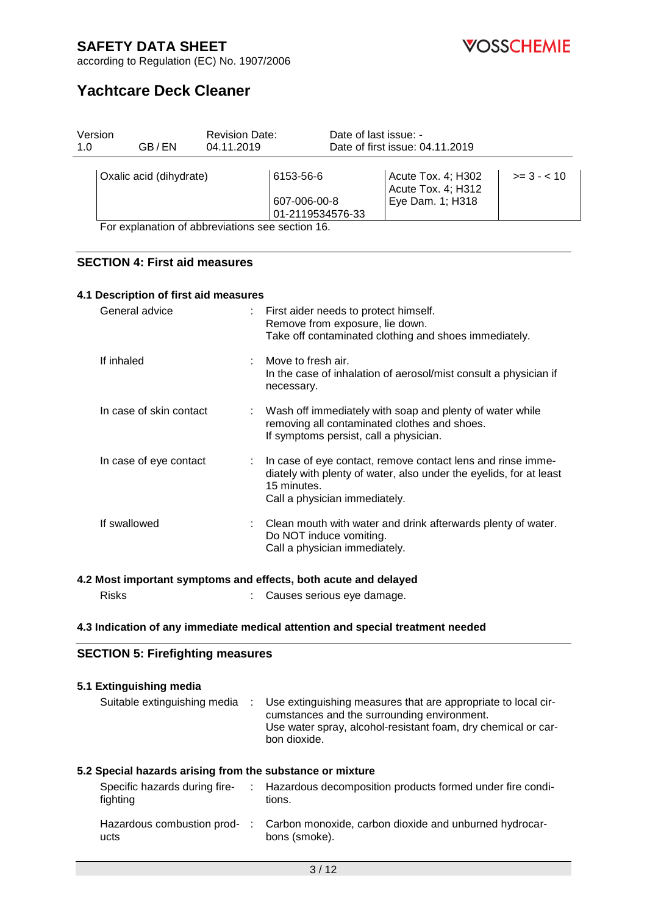| | | | |
|---|---|---|---|
| Oxalic acid (dihydrate) | 6153-56-6<br><br>607-006-00-8<br>01-2119534576-33 | Acute Tox. 4; H302<br>Acute Tox. 4; H312<br>Eye Dam. 1; H318 | >= 3 - < 10 |

For explanation of abbreviations see section 16.

## SECTION 4: First aid measures

### 4.1 Description of first aid measures

General advice : First aider needs to protect himself.
Remove from exposure, lie down.
Take off contaminated clothing and shoes immediately.

If inhaled : Move to fresh air.
In the case of inhalation of aerosol/mist consult a physician if necessary.

In case of skin contact : Wash off immediately with soap and plenty of water while removing all contaminated clothes and shoes.
If symptoms persist, call a physician.

In case of eye contact : In case of eye contact, remove contact lens and rinse immediately with plenty of water, also under the eyelids, for at least 15 minutes.
Call a physician immediately.

If swallowed : Clean mouth with water and drink afterwards plenty of water.
Do NOT induce vomiting.
Call a physician immediately.

### 4.2 Most important symptoms and effects, both acute and delayed

Risks : Causes serious eye damage.

### 4.3 Indication of any immediate medical attention and special treatment needed

## SECTION 5: Firefighting measures

### 5.1 Extinguishing media

Suitable extinguishing media : Use extinguishing measures that are appropriate to local circumstances and the surrounding environment.
Use water spray, alcohol-resistant foam, dry chemical or carbon dioxide.

### 5.2 Special hazards arising from the substance or mixture

Specific hazards during firefighting : Hazardous decomposition products formed under fire conditions.

Hazardous combustion products : Carbon monoxide, carbon dioxide and unburned hydrocarbons (smoke).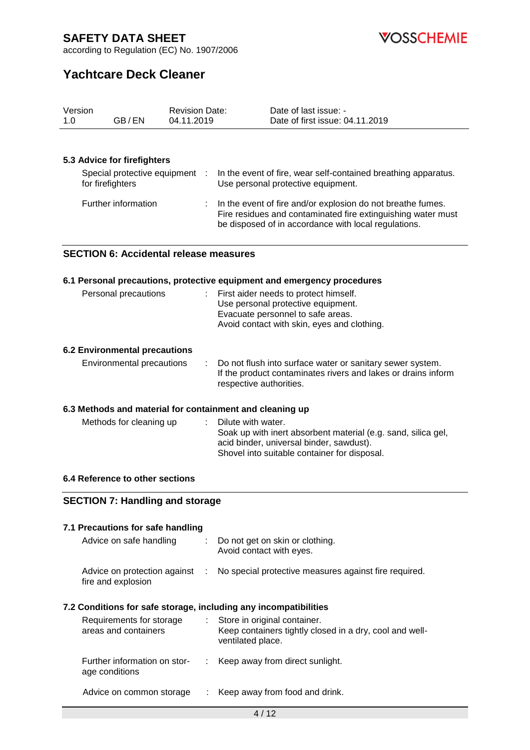### 5.3 Advice for firefighters

| | |
|---|---|
| Special protective equipment for firefighters | In the event of fire, wear self-contained breathing apparatus. Use personal protective equipment. |
| Further information | In the event of fire and/or explosion do not breathe fumes. Fire residues and contaminated fire extinguishing water must be disposed of in accordance with local regulations. |

## SECTION 6: Accidental release measures

### 6.1 Personal precautions, protective equipment and emergency procedures

| | |
|---|---|
| Personal precautions | First aider needs to protect himself.<br>Use personal protective equipment.<br>Evacuate personnel to safe areas.<br>Avoid contact with skin, eyes and clothing. |

### 6.2 Environmental precautions

| | |
|---|---|
| Environmental precautions | Do not flush into surface water or sanitary sewer system.<br>If the product contaminates rivers and lakes or drains inform respective authorities. |

### 6.3 Methods and material for containment and cleaning up

| | |
|---|---|
| Methods for cleaning up | Dilute with water.<br>Soak up with inert absorbent material (e.g. sand, silica gel, acid binder, universal binder, sawdust).<br>Shovel into suitable container for disposal. |

### 6.4 Reference to other sections

## SECTION 7: Handling and storage

### 7.1 Precautions for safe handling

| | |
|---|---|
| Advice on safe handling | Do not get on skin or clothing.<br>Avoid contact with eyes. |
| Advice on protection against fire and explosion | No special protective measures against fire required. |

### 7.2 Conditions for safe storage, including any incompatibilities

| | |
|---|---|
| Requirements for storage areas and containers | Store in original container.<br>Keep containers tightly closed in a dry, cool and well-ventilated place. |
| Further information on storage conditions | Keep away from direct sunlight. |
| Advice on common storage | Keep away from food and drink. |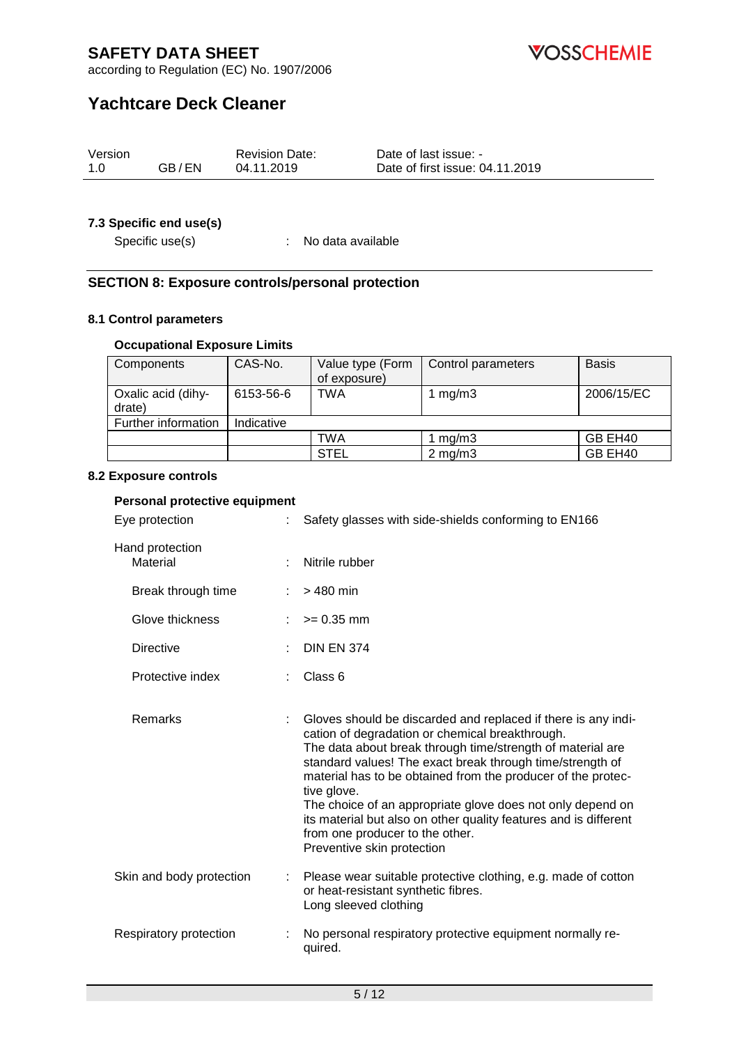### 7.3 Specific end use(s)

Specific use(s) : No data available

## SECTION 8: Exposure controls/personal protection

### 8.1 Control parameters

**Occupational Exposure Limits**

| Components | CAS-No. | Value type (Form of exposure) | Control parameters | Basis |
|---|---|---|---|---|
| Oxalic acid (dihydrate) | 6153-56-6 | TWA | 1 mg/m3 | 2006/15/EC |
| Further information | Indicative | | | |
| | | TWA | 1 mg/m3 | GB EH40 |
| | | STEL | 2 mg/m3 | GB EH40 |

### 8.2 Exposure controls

**Personal protective equipment**

Eye protection : Safety glasses with side-shields conforming to EN166

Hand protection

- Material : Nitrile rubber
- Break through time : > 480 min
- Glove thickness : >= 0.35 mm
- Directive : DIN EN 374
- Protective index : Class 6
- Remarks : Gloves should be discarded and replaced if there is any indication of degradation or chemical breakthrough.
  The data about break through time/strength of material are standard values! The exact break through time/strength of material has to be obtained from the producer of the protective glove.
  The choice of an appropriate glove does not only depend on its material but also on other quality features and is different from one producer to the other.
  Preventive skin protection

Skin and body protection : Please wear suitable protective clothing, e.g. made of cotton or heat-resistant synthetic fibres.
Long sleeved clothing

Respiratory protection : No personal respiratory protective equipment normally required.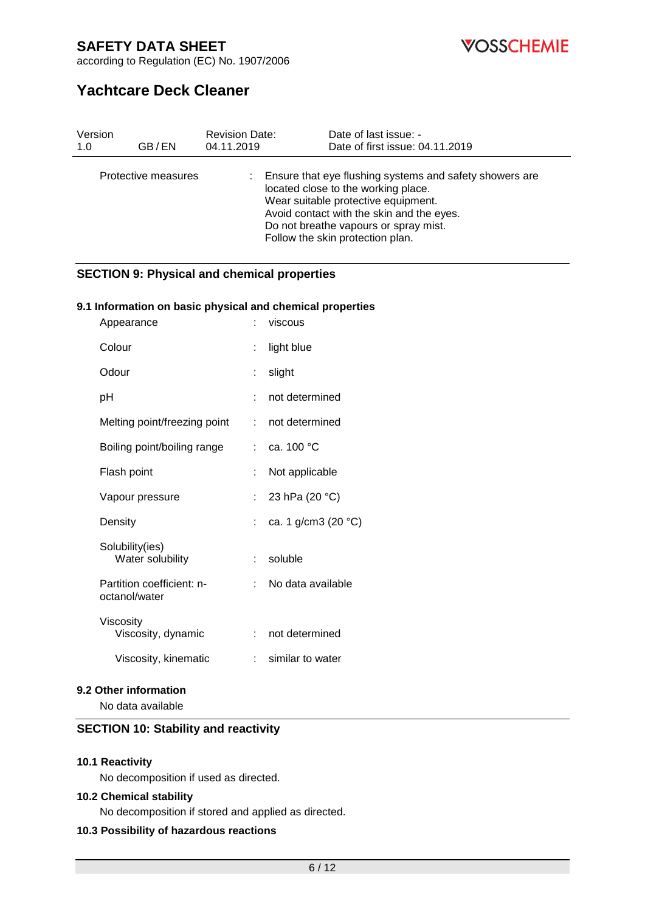| | | |
|---|---|---|
| Protective measures | : | Ensure that eye flushing systems and safety showers are located close to the working place.<br>Wear suitable protective equipment.<br>Avoid contact with the skin and the eyes.<br>Do not breathe vapours or spray mist.<br>Follow the skin protection plan. |

## SECTION 9: Physical and chemical properties

### 9.1 Information on basic physical and chemical properties

| | | |
|---|---|---|
| Appearance | : | viscous |
| Colour | : | light blue |
| Odour | : | slight |
| pH | : | not determined |
| Melting point/freezing point | : | not determined |
| Boiling point/boiling range | : | ca. 100 °C |
| Flash point | : | Not applicable |
| Vapour pressure | : | 23 hPa (20 °C) |
| Density | : | ca. 1 g/cm3 (20 °C) |
| Solubility(ies)<br>Water solubility | : | soluble |
| Partition coefficient: n-octanol/water | : | No data available |
| Viscosity<br>Viscosity, dynamic | : | not determined |
| Viscosity, kinematic | : | similar to water |

### 9.2 Other information

No data available

## SECTION 10: Stability and reactivity

### 10.1 Reactivity

No decomposition if used as directed.

### 10.2 Chemical stability

No decomposition if stored and applied as directed.

### 10.3 Possibility of hazardous reactions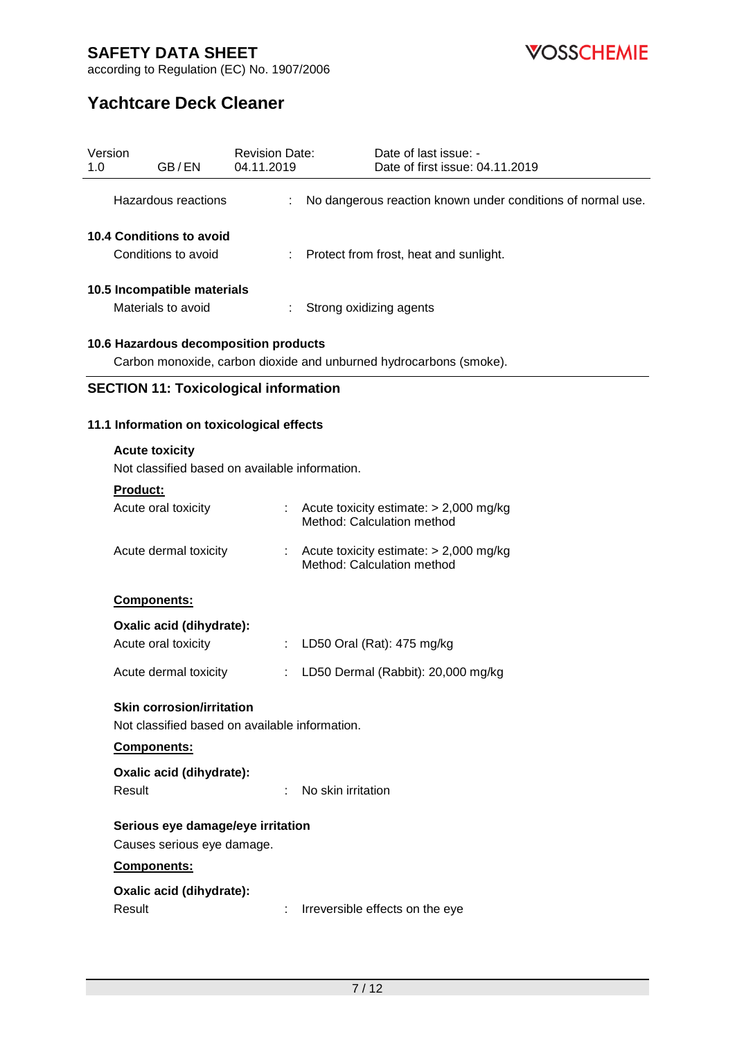| | | |
|---|---|---|
| Hazardous reactions | : | No dangerous reaction known under conditions of normal use. |

**10.4 Conditions to avoid**

| | | |
|---|---|---|
| Conditions to avoid | : | Protect from frost, heat and sunlight. |

**10.5 Incompatible materials**

| | | |
|---|---|---|
| Materials to avoid | : | Strong oxidizing agents |

**10.6 Hazardous decomposition products**

Carbon monoxide, carbon dioxide and unburned hydrocarbons (smoke).

## SECTION 11: Toxicological information

### 11.1 Information on toxicological effects

**Acute toxicity**

Not classified based on available information.

**Product:**

| | | |
|---|---|---|
| Acute oral toxicity | : | Acute toxicity estimate: > 2,000 mg/kg<br>Method: Calculation method |
| Acute dermal toxicity | : | Acute toxicity estimate: > 2,000 mg/kg<br>Method: Calculation method |

**Components:**

**Oxalic acid (dihydrate):**

| | | |
|---|---|---|
| Acute oral toxicity | : | LD50 Oral (Rat): 475 mg/kg |
| Acute dermal toxicity | : | LD50 Dermal (Rabbit): 20,000 mg/kg |

**Skin corrosion/irritation**

Not classified based on available information.

**Components:**

**Oxalic acid (dihydrate):**

| | | |
|---|---|---|
| Result | : | No skin irritation |

**Serious eye damage/eye irritation**

Causes serious eye damage.

**Components:**

**Oxalic acid (dihydrate):**

| | | |
|---|---|---|
| Result | : | Irreversible effects on the eye |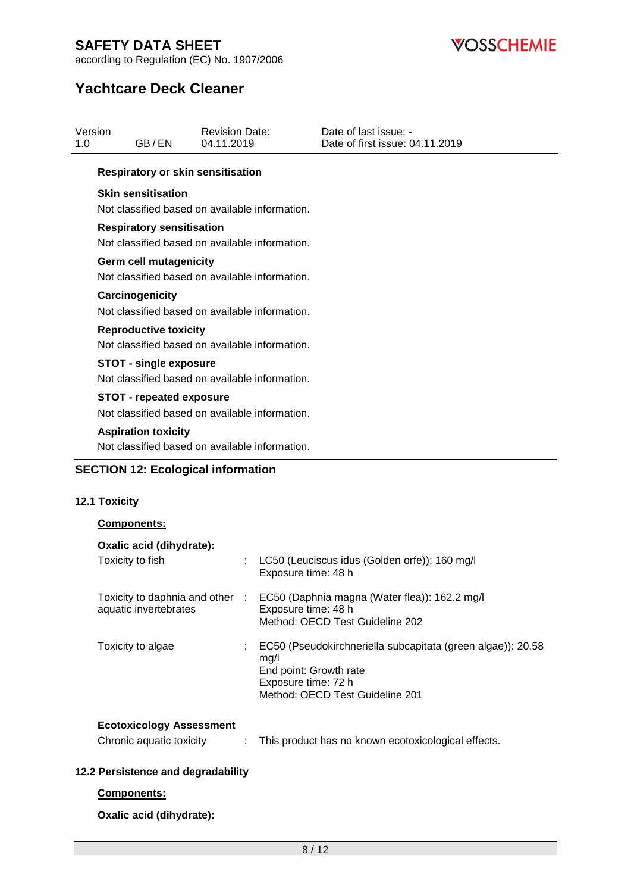**Respiratory or skin sensitisation**

**Skin sensitisation**

Not classified based on available information.

**Respiratory sensitisation**

Not classified based on available information.

**Germ cell mutagenicity**

Not classified based on available information.

**Carcinogenicity**

Not classified based on available information.

**Reproductive toxicity**

Not classified based on available information.

**STOT - single exposure**

Not classified based on available information.

**STOT - repeated exposure**

Not classified based on available information.

**Aspiration toxicity**

Not classified based on available information.

## SECTION 12: Ecological information

### 12.1 Toxicity

**Components:**

**Oxalic acid (dihydrate):**

| | | |
|---|---|---|
| Toxicity to fish | : | LC50 (Leuciscus idus (Golden orfe)): 160 mg/l<br>Exposure time: 48 h |
| Toxicity to daphnia and other aquatic invertebrates | : | EC50 (Daphnia magna (Water flea)): 162.2 mg/l<br>Exposure time: 48 h<br>Method: OECD Test Guideline 202 |
| Toxicity to algae | : | EC50 (Pseudokirchneriella subcapitata (green algae)): 20.58 mg/l<br>End point: Growth rate<br>Exposure time: 72 h<br>Method: OECD Test Guideline 201 |

**Ecotoxicology Assessment**

| | | |
|---|---|---|
| Chronic aquatic toxicity | : | This product has no known ecotoxicological effects. |

### 12.2 Persistence and degradability

**Components:**

**Oxalic acid (dihydrate):**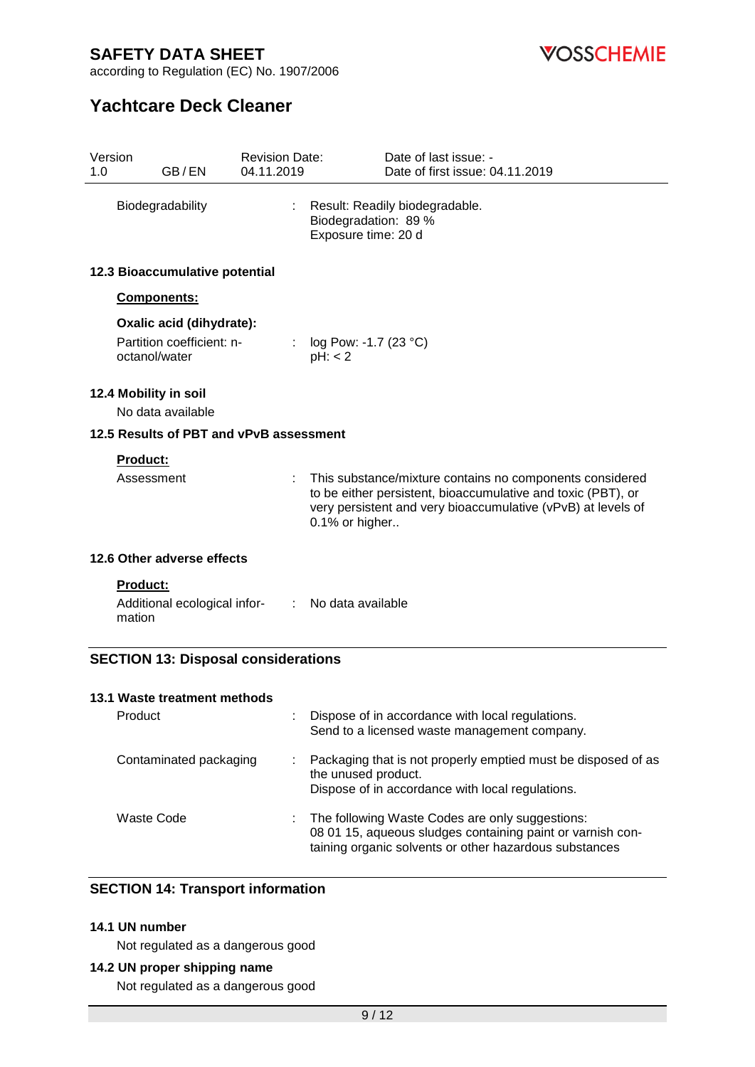| | | |
|---|---|---|
| Biodegradability | : | Result: Readily biodegradable.<br>Biodegradation: 89 %<br>Exposure time: 20 d |

### 12.3 Bioaccumulative potential

**Components:**

**Oxalic acid (dihydrate):**

| | | |
|---|---|---|
| Partition coefficient: n-octanol/water | : | log Pow: -1.7 (23 °C)<br>pH: < 2 |

### 12.4 Mobility in soil

No data available

### 12.5 Results of PBT and vPvB assessment

**Product:**

| | | |
|---|---|---|
| Assessment | : | This substance/mixture contains no components considered to be either persistent, bioaccumulative and toxic (PBT), or very persistent and very bioaccumulative (vPvB) at levels of 0.1% or higher.. |

### 12.6 Other adverse effects

**Product:**

| | | |
|---|---|---|
| Additional ecological information | : | No data available |

## SECTION 13: Disposal considerations

### 13.1 Waste treatment methods

| | | |
|---|---|---|
| Product | : | Dispose of in accordance with local regulations.<br>Send to a licensed waste management company. |
| Contaminated packaging | : | Packaging that is not properly emptied must be disposed of as the unused product.<br>Dispose of in accordance with local regulations. |
| Waste Code | : | The following Waste Codes are only suggestions:<br>08 01 15, aqueous sludges containing paint or varnish containing organic solvents or other hazardous substances |

## SECTION 14: Transport information

### 14.1 UN number

Not regulated as a dangerous good

### 14.2 UN proper shipping name

Not regulated as a dangerous good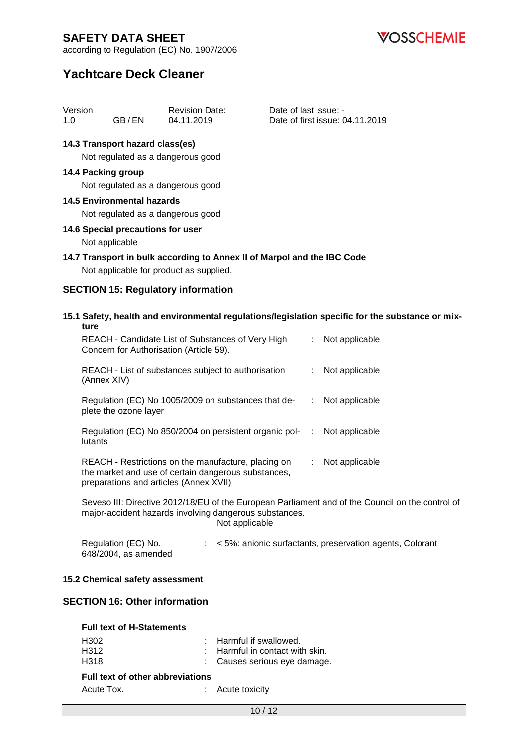### 14.3 Transport hazard class(es)

Not regulated as a dangerous good

### 14.4 Packing group

Not regulated as a dangerous good

### 14.5 Environmental hazards

Not regulated as a dangerous good

### 14.6 Special precautions for user

Not applicable

### 14.7 Transport in bulk according to Annex II of Marpol and the IBC Code

Not applicable for product as supplied.

## SECTION 15: Regulatory information

### 15.1 Safety, health and environmental regulations/legislation specific for the substance or mixture

| | | |
|---|---|---|
| REACH - Candidate List of Substances of Very High Concern for Authorisation (Article 59). | : | Not applicable |
| REACH - List of substances subject to authorisation (Annex XIV) | : | Not applicable |
| Regulation (EC) No 1005/2009 on substances that deplete the ozone layer | : | Not applicable |
| Regulation (EC) No 850/2004 on persistent organic pollutants | : | Not applicable |
| REACH - Restrictions on the manufacture, placing on the market and use of certain dangerous substances, preparations and articles (Annex XVII) | : | Not applicable |

Seveso III: Directive 2012/18/EU of the European Parliament and of the Council on the control of major-accident hazards involving dangerous substances.
Not applicable

| | | |
|---|---|---|
| Regulation (EC) No. 648/2004, as amended | : | < 5%: anionic surfactants, preservation agents, Colorant |

### 15.2 Chemical safety assessment

## SECTION 16: Other information

**Full text of H-Statements**

| | | |
|---|---|---|
| H302 | : | Harmful if swallowed. |
| H312 | : | Harmful in contact with skin. |
| H318 | : | Causes serious eye damage. |

**Full text of other abbreviations**

| | | |
|---|---|---|
| Acute Tox. | : | Acute toxicity |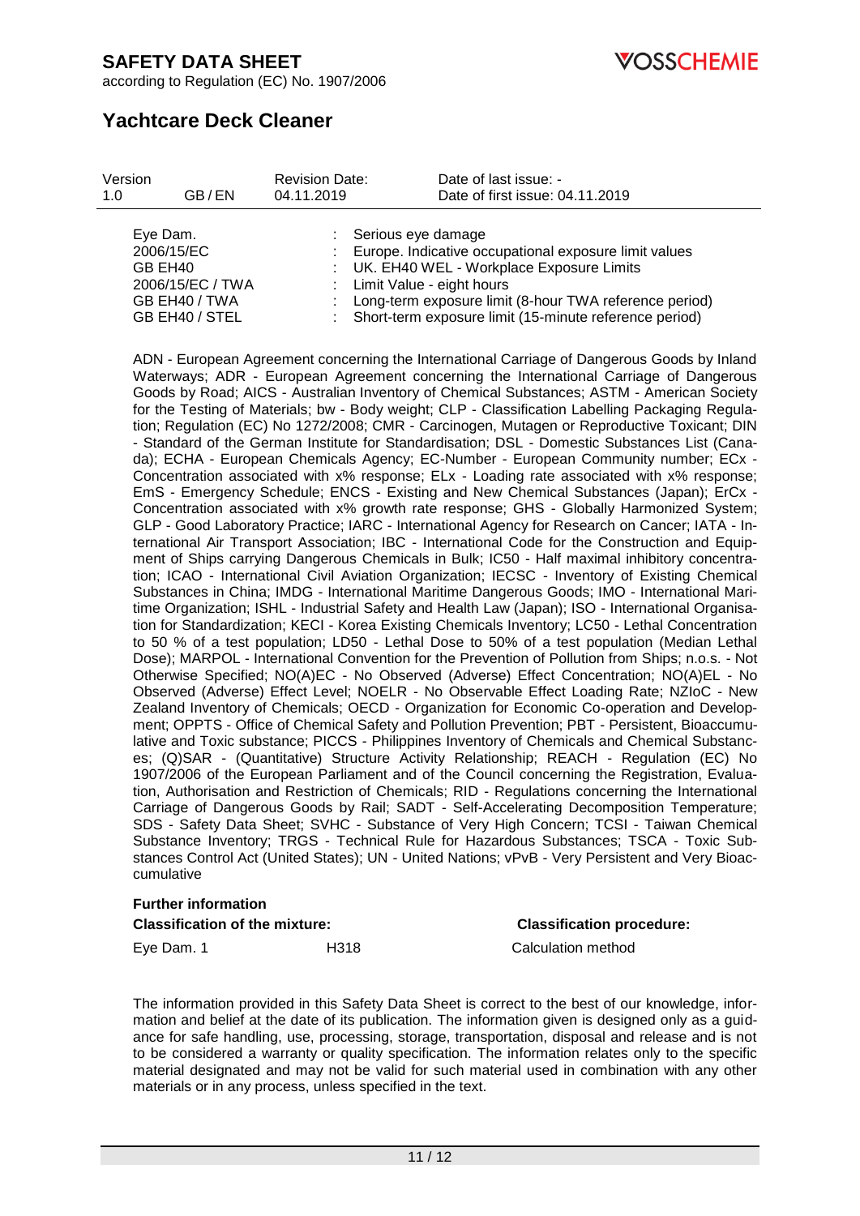| Eye Dam. | : | Serious eye damage |
|---|---|---|
| 2006/15/EC | : | Europe. Indicative occupational exposure limit values |
| GB EH40 | : | UK. EH40 WEL - Workplace Exposure Limits |
| 2006/15/EC / TWA | : | Limit Value - eight hours |
| GB EH40 / TWA | : | Long-term exposure limit (8-hour TWA reference period) |
| GB EH40 / STEL | : | Short-term exposure limit (15-minute reference period) |

ADN - European Agreement concerning the International Carriage of Dangerous Goods by Inland Waterways; ADR - European Agreement concerning the International Carriage of Dangerous Goods by Road; AICS - Australian Inventory of Chemical Substances; ASTM - American Society for the Testing of Materials; bw - Body weight; CLP - Classification Labelling Packaging Regulation; Regulation (EC) No 1272/2008; CMR - Carcinogen, Mutagen or Reproductive Toxicant; DIN - Standard of the German Institute for Standardisation; DSL - Domestic Substances List (Canada); ECHA - European Chemicals Agency; EC-Number - European Community number; ECx - Concentration associated with x% response; ELx - Loading rate associated with x% response; EmS - Emergency Schedule; ENCS - Existing and New Chemical Substances (Japan); ErCx - Concentration associated with x% growth rate response; GHS - Globally Harmonized System; GLP - Good Laboratory Practice; IARC - International Agency for Research on Cancer; IATA - International Air Transport Association; IBC - International Code for the Construction and Equipment of Ships carrying Dangerous Chemicals in Bulk; IC50 - Half maximal inhibitory concentration; ICAO - International Civil Aviation Organization; IECSC - Inventory of Existing Chemical Substances in China; IMDG - International Maritime Dangerous Goods; IMO - International Maritime Organization; ISHL - Industrial Safety and Health Law (Japan); ISO - International Organisation for Standardization; KECI - Korea Existing Chemicals Inventory; LC50 - Lethal Concentration to 50 % of a test population; LD50 - Lethal Dose to 50% of a test population (Median Lethal Dose); MARPOL - International Convention for the Prevention of Pollution from Ships; n.o.s. - Not Otherwise Specified; NO(A)EC - No Observed (Adverse) Effect Concentration; NO(A)EL - No Observed (Adverse) Effect Level; NOELR - No Observable Effect Loading Rate; NZIoC - New Zealand Inventory of Chemicals; OECD - Organization for Economic Co-operation and Development; OPPTS - Office of Chemical Safety and Pollution Prevention; PBT - Persistent, Bioaccumulative and Toxic substance; PICCS - Philippines Inventory of Chemicals and Chemical Substances; (Q)SAR - (Quantitative) Structure Activity Relationship; REACH - Regulation (EC) No 1907/2006 of the European Parliament and of the Council concerning the Registration, Evaluation, Authorisation and Restriction of Chemicals; RID - Regulations concerning the International Carriage of Dangerous Goods by Rail; SADT - Self-Accelerating Decomposition Temperature; SDS - Safety Data Sheet; SVHC - Substance of Very High Concern; TCSI - Taiwan Chemical Substance Inventory; TRGS - Technical Rule for Hazardous Substances; TSCA - Toxic Substances Control Act (United States); UN - United Nations; vPvB - Very Persistent and Very Bioaccumulative

**Further information**

| **Classification of the mixture:** | | **Classification procedure:** |
|---|---|---|
| Eye Dam. 1 | H318 | Calculation method |

The information provided in this Safety Data Sheet is correct to the best of our knowledge, information and belief at the date of its publication. The information given is designed only as a guidance for safe handling, use, processing, storage, transportation, disposal and release and is not to be considered a warranty or quality specification. The information relates only to the specific material designated and may not be valid for such material used in combination with any other materials or in any process, unless specified in the text.